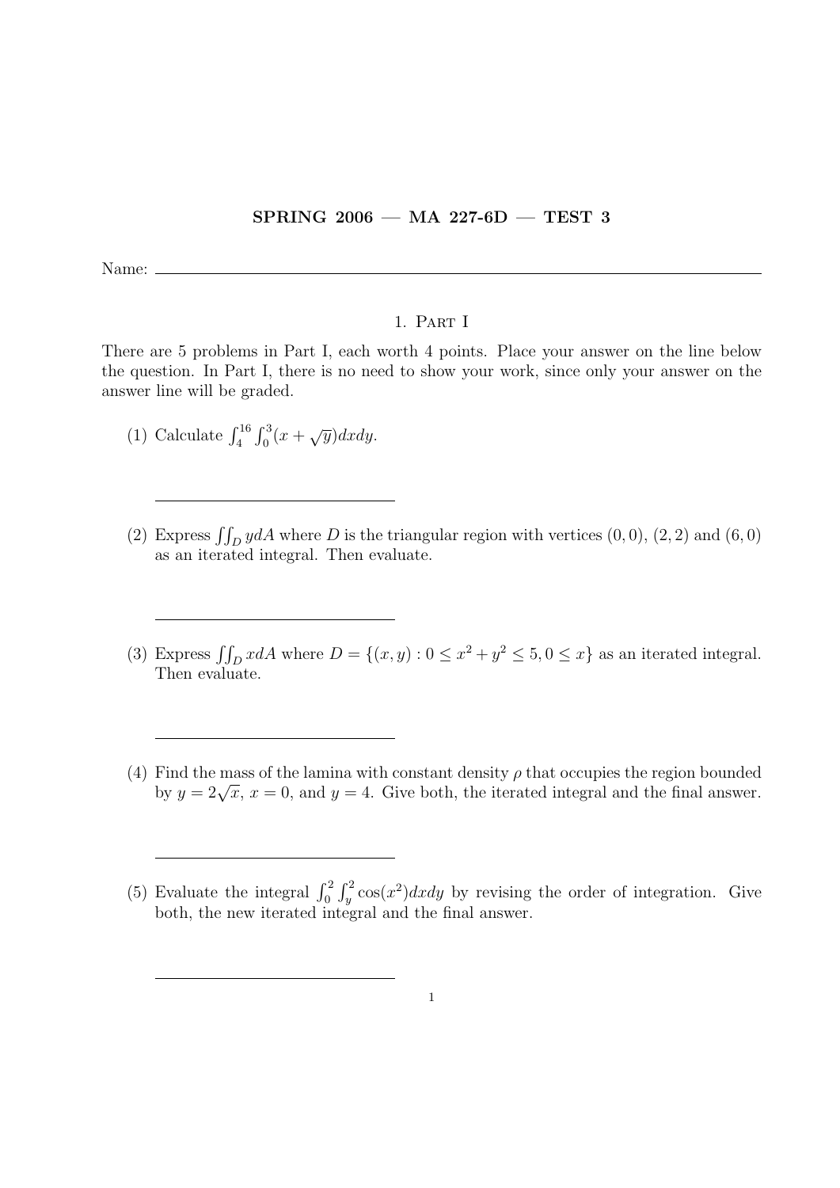**SPRING 2006 — MA 227-6D — TEST 3**

Name: \_\_\_\_\_\_\_\_\_\_\_\_\_\_\_\_\_\_\_\_\_\_\_\_\_\_\_\_\_\_\_\_\_\_\_\_\_\_\_\_

## 1. Part I

There are 5 problems in Part I, each worth 4 points. Place your answer on the line below the question. In Part I, there is no need to show your work, since only your answer on the answer line will be graded.

(1) Calculate $\int_4^{16} \int_0^3 (x + \sqrt{y}) dx dy$.

\_\_\_\_\_\_\_\_\_\_\_\_\_\_\_\_\_\_\_\_\_\_\_\_\_\_\_\_\_\_

(2) Express $\iint_D y dA$ where $D$ is the triangular region with vertices $(0, 0)$, $(2, 2)$ and $(6, 0)$ as an iterated integral. Then evaluate.

\_\_\_\_\_\_\_\_\_\_\_\_\_\_\_\_\_\_\_\_\_\_\_\_\_\_\_\_\_\_

(3) Express $\iint_D x dA$ where $D = \{(x, y) : 0 \leq x^2 + y^2 \leq 5, 0 \leq x\}$ as an iterated integral. Then evaluate.

\_\_\_\_\_\_\_\_\_\_\_\_\_\_\_\_\_\_\_\_\_\_\_\_\_\_\_\_\_\_

(4) Find the mass of the lamina with constant density $\rho$ that occupies the region bounded by $y = 2\sqrt{x}$, $x = 0$, and $y = 4$. Give both, the iterated integral and the final answer.

\_\_\_\_\_\_\_\_\_\_\_\_\_\_\_\_\_\_\_\_\_\_\_\_\_\_\_\_\_\_

(5) Evaluate the integral $\int_0^2 \int_y^2 \cos(x^2) dx dy$ by revising the order of integration. Give both, the new iterated integral and the final answer.

\_\_\_\_\_\_\_\_\_\_\_\_\_\_\_\_\_\_\_\_\_\_\_\_\_\_\_\_\_\_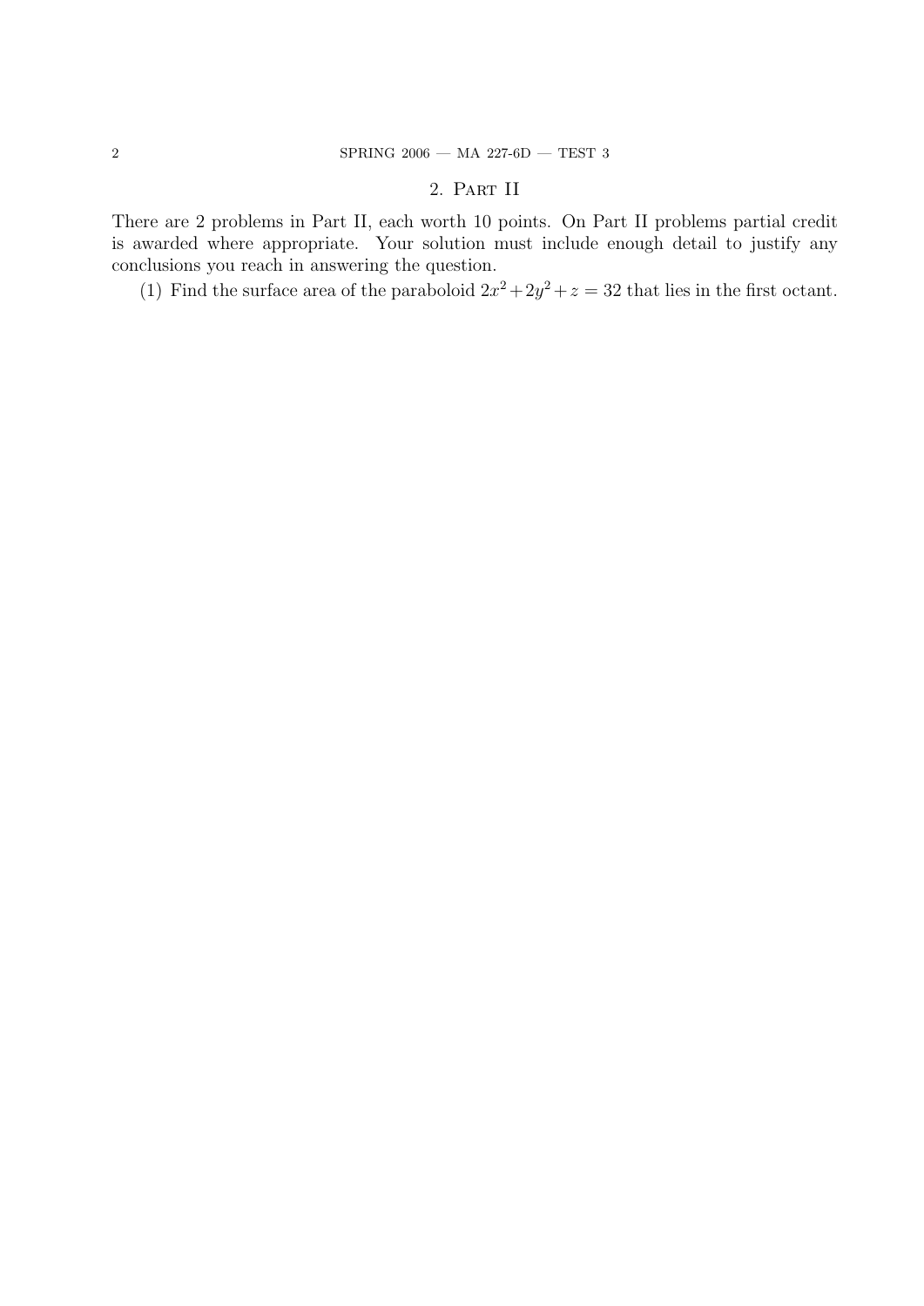## 2. Part II

There are 2 problems in Part II, each worth 10 points. On Part II problems partial credit is awarded where appropriate. Your solution must include enough detail to justify any conclusions you reach in answering the question.

(1) Find the surface area of the paraboloid $2x^2 + 2y^2 + z = 32$ that lies in the first octant.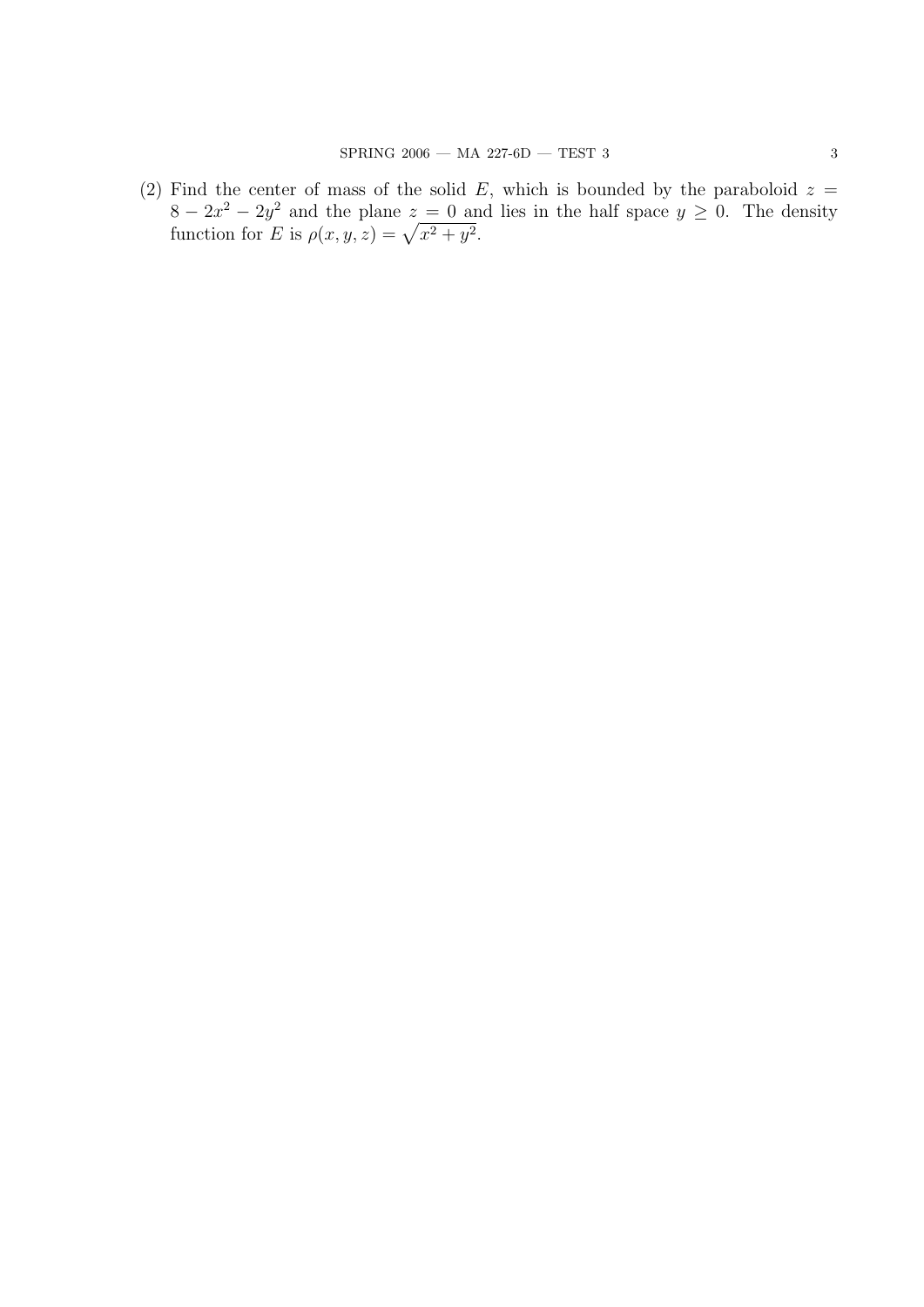(2) Find the center of mass of the solid $E$, which is bounded by the paraboloid $z = 8 - 2x^2 - 2y^2$ and the plane $z = 0$ and lies in the half space $y \geq 0$. The density function for $E$ is $\rho(x, y, z) = \sqrt{x^2 + y^2}$.